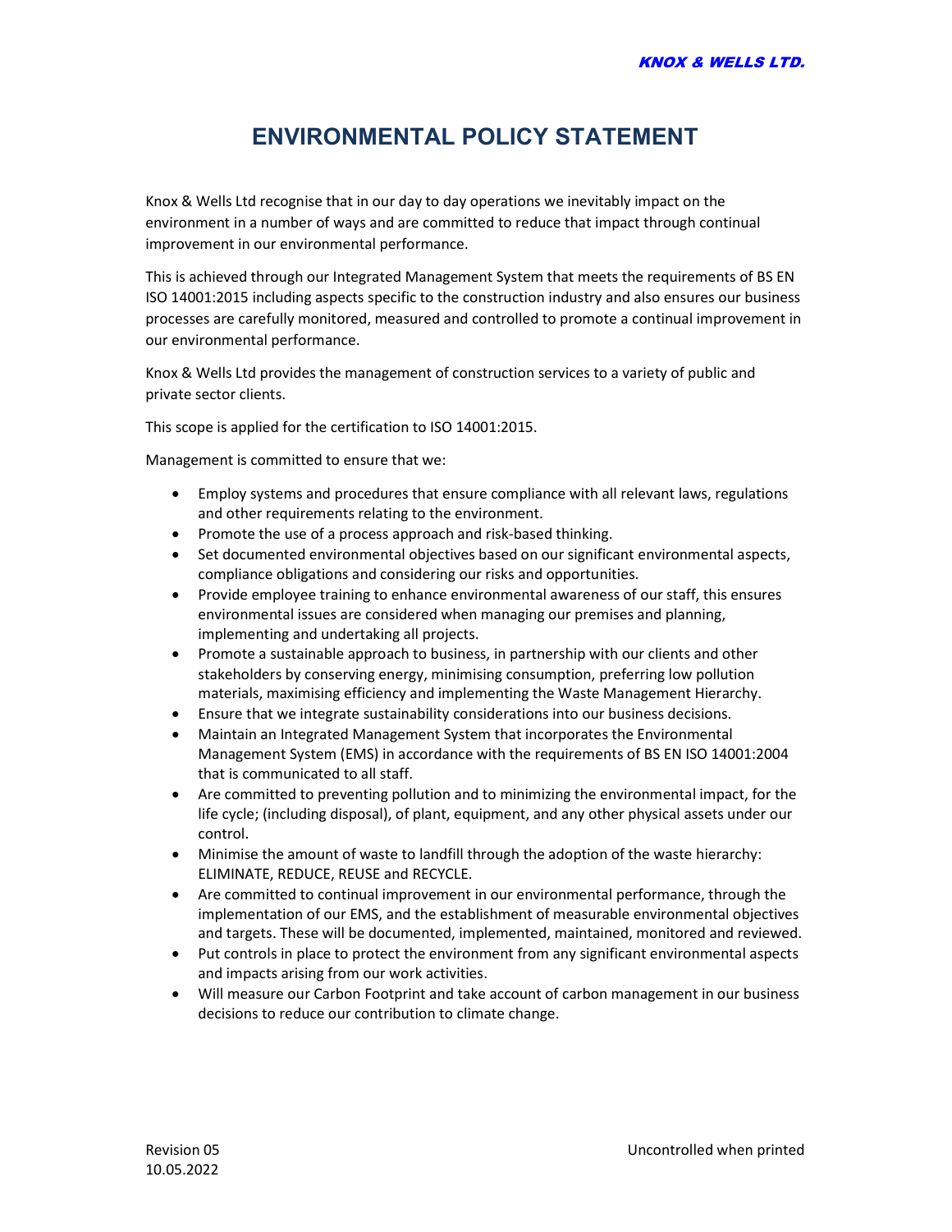# ENVIRONMENTAL POLICY STATEMENT

Knox & Wells Ltd recognise that in our day to day operations we inevitably impact on the environment in a number of ways and are committed to reduce that impact through continual improvement in our environmental performance.

This is achieved through our Integrated Management System that meets the requirements of BS EN ISO 14001:2015 including aspects specific to the construction industry and also ensures our business processes are carefully monitored, measured and controlled to promote a continual improvement in our environmental performance.

Knox & Wells Ltd provides the management of construction services to a variety of public and private sector clients.

This scope is applied for the certification to ISO 14001:2015.

Management is committed to ensure that we:

- Employ systems and procedures that ensure compliance with all relevant laws, regulations and other requirements relating to the environment.
- Promote the use of a process approach and risk-based thinking.
- Set documented environmental objectives based on our significant environmental aspects, compliance obligations and considering our risks and opportunities.
- Provide employee training to enhance environmental awareness of our staff, this ensures environmental issues are considered when managing our premises and planning, implementing and undertaking all projects.
- Promote a sustainable approach to business, in partnership with our clients and other stakeholders by conserving energy, minimising consumption, preferring low pollution materials, maximising efficiency and implementing the Waste Management Hierarchy.
- Ensure that we integrate sustainability considerations into our business decisions.
- Maintain an Integrated Management System that incorporates the Environmental Management System (EMS) in accordance with the requirements of BS EN ISO 14001:2004 that is communicated to all staff.
- Are committed to preventing pollution and to minimizing the environmental impact, for the life cycle; (including disposal), of plant, equipment, and any other physical assets under our control.
- Minimise the amount of waste to landfill through the adoption of the waste hierarchy: ELIMINATE, REDUCE, REUSE and RECYCLE.
- Are committed to continual improvement in our environmental performance, through the implementation of our EMS, and the establishment of measurable environmental objectives and targets. These will be documented, implemented, maintained, monitored and reviewed.
- Put controls in place to protect the environment from any significant environmental aspects and impacts arising from our work activities.
- Will measure our Carbon Footprint and take account of carbon management in our business decisions to reduce our contribution to climate change.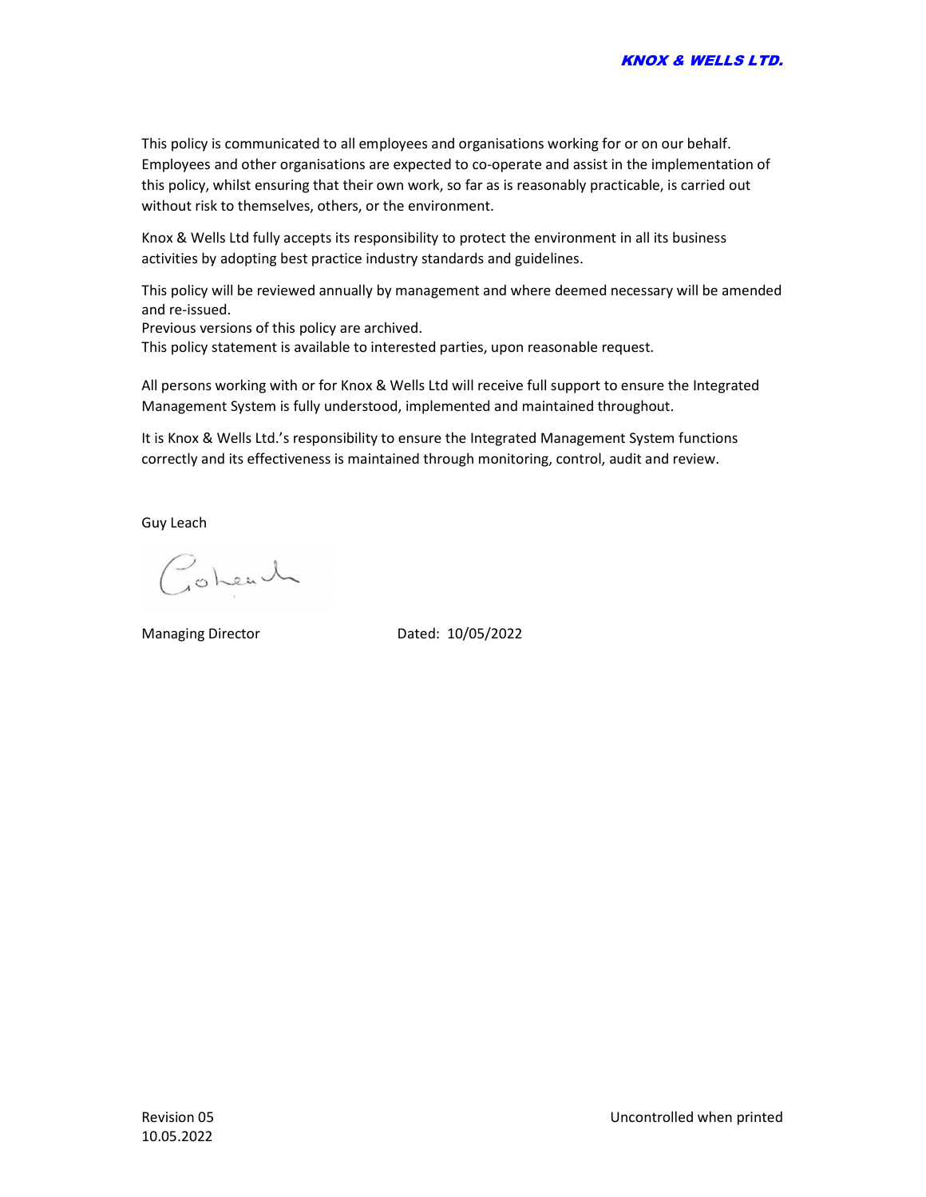This policy is communicated to all employees and organisations working for or on our behalf. Employees and other organisations are expected to co-operate and assist in the implementation of this policy, whilst ensuring that their own work, so far as is reasonably practicable, is carried out without risk to themselves, others, or the environment.

Knox & Wells Ltd fully accepts its responsibility to protect the environment in all its business activities by adopting best practice industry standards and guidelines.

This policy will be reviewed annually by management and where deemed necessary will be amended and re-issued.
Previous versions of this policy are archived.
This policy statement is available to interested parties, upon reasonable request.

All persons working with or for Knox & Wells Ltd will receive full support to ensure the Integrated Management System is fully understood, implemented and maintained throughout.

It is Knox & Wells Ltd.'s responsibility to ensure the Integrated Management System functions correctly and its effectiveness is maintained through monitoring, control, audit and review.

Guy Leach

Managing Director                Dated: 10/05/2022

Revision 05
10.05.2022

Uncontrolled when printed